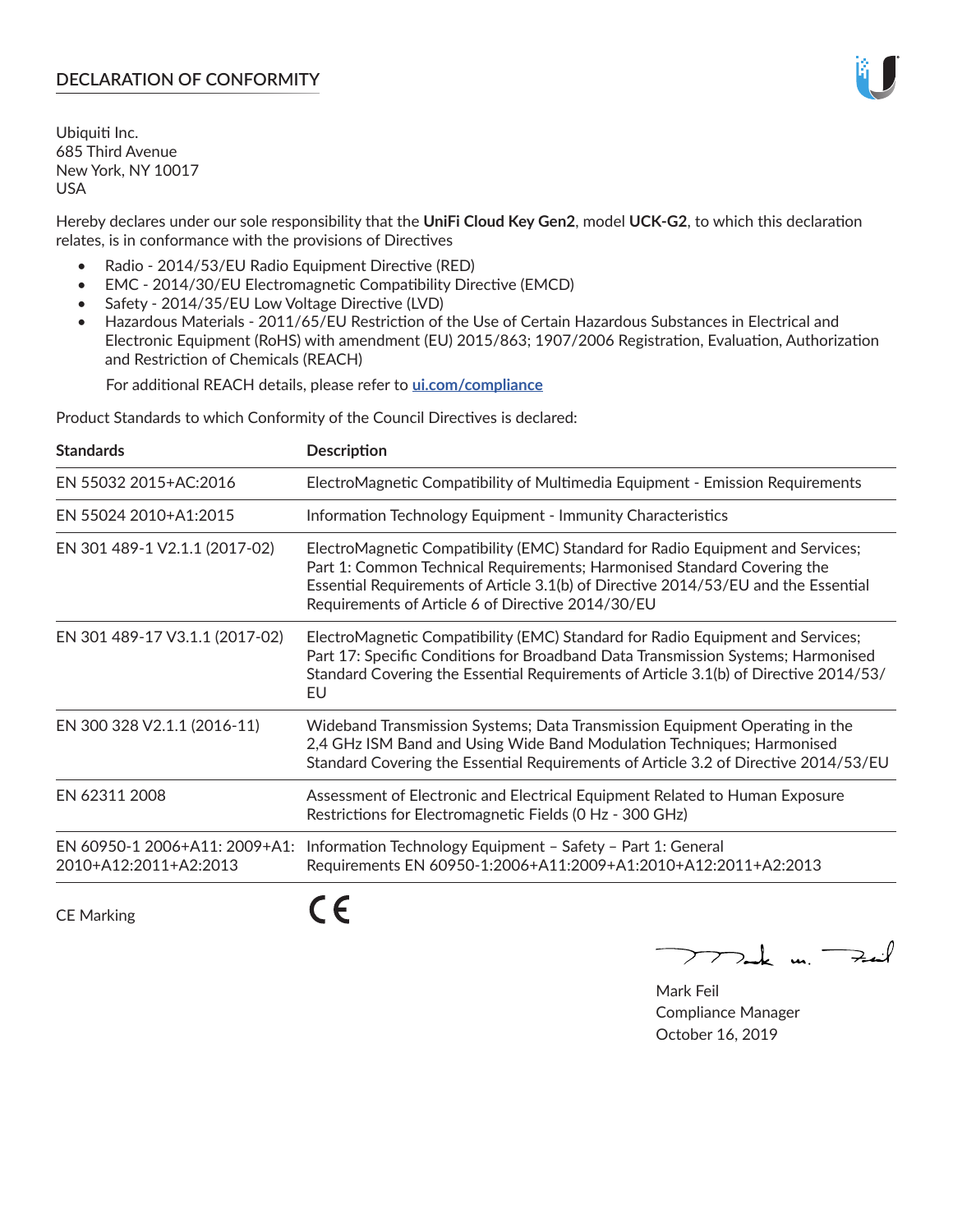## DECLARATION OF CONFORMITY

Ubiquiti Inc.
685 Third Avenue
New York, NY 10017
USA

Hereby declares under our sole responsibility that the **UniFi Cloud Key Gen2**, model **UCK-G2**, to which this declaration relates, is in conformance with the provisions of Directives

- Radio - 2014/53/EU Radio Equipment Directive (RED)
- EMC - 2014/30/EU Electromagnetic Compatibility Directive (EMCD)
- Safety - 2014/35/EU Low Voltage Directive (LVD)
- Hazardous Materials - 2011/65/EU Restriction of the Use of Certain Hazardous Substances in Electrical and Electronic Equipment (RoHS) with amendment (EU) 2015/863; 1907/2006 Registration, Evaluation, Authorization and Restriction of Chemicals (REACH)

  For additional REACH details, please refer to **ui.com/compliance**

Product Standards to which Conformity of the Council Directives is declared:

| Standards | Description |
|---|---|
| EN 55032 2015+AC:2016 | ElectroMagnetic Compatibility of Multimedia Equipment - Emission Requirements |
| EN 55024 2010+A1:2015 | Information Technology Equipment - Immunity Characteristics |
| EN 301 489-1 V2.1.1 (2017-02) | ElectroMagnetic Compatibility (EMC) Standard for Radio Equipment and Services; Part 1: Common Technical Requirements; Harmonised Standard Covering the Essential Requirements of Article 3.1(b) of Directive 2014/53/EU and the Essential Requirements of Article 6 of Directive 2014/30/EU |
| EN 301 489-17 V3.1.1 (2017-02) | ElectroMagnetic Compatibility (EMC) Standard for Radio Equipment and Services; Part 17: Specific Conditions for Broadband Data Transmission Systems; Harmonised Standard Covering the Essential Requirements of Article 3.1(b) of Directive 2014/53/EU |
| EN 300 328 V2.1.1 (2016-11) | Wideband Transmission Systems; Data Transmission Equipment Operating in the 2,4 GHz ISM Band and Using Wide Band Modulation Techniques; Harmonised Standard Covering the Essential Requirements of Article 3.2 of Directive 2014/53/EU |
| EN 62311 2008 | Assessment of Electronic and Electrical Equipment Related to Human Exposure Restrictions for Electromagnetic Fields (0 Hz - 300 GHz) |
| EN 60950-1 2006+A11: 2009+A1: 2010+A12:2011+A2:2013 | Information Technology Equipment – Safety – Part 1: General Requirements EN 60950-1:2006+A11:2009+A1:2010+A12:2011+A2:2013 |

CE Marking CE

Mark Feil
Compliance Manager
October 16, 2019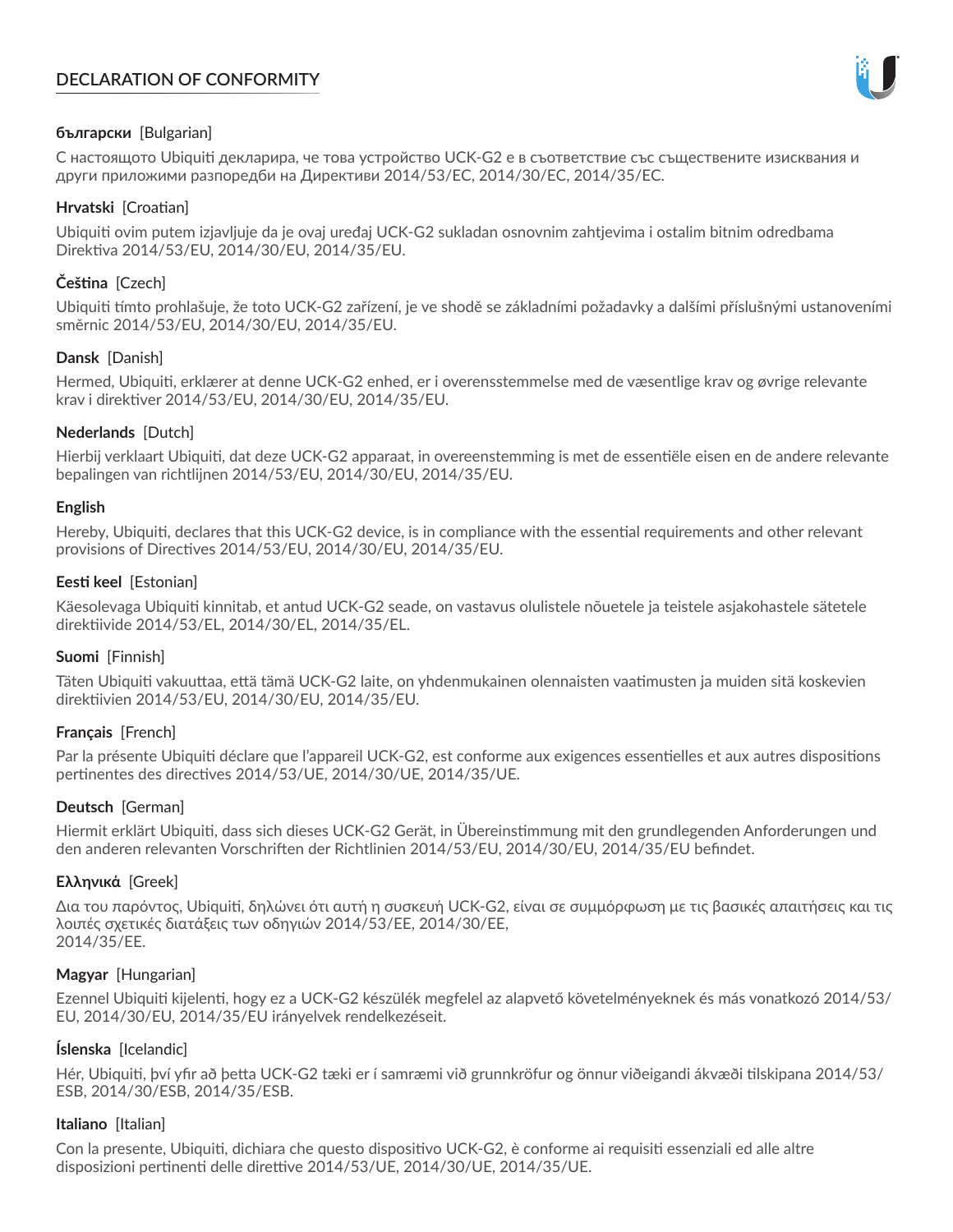# DECLARATION OF CONFORMITY

**български** [Bulgarian]

С настоящото Ubiquiti декларира, че това устройство UCK-G2 е в съответствие със съществените изисквания и други приложими разпоредби на Директиви 2014/53/EC, 2014/30/ЕС, 2014/35/ЕС.

**Hrvatski** [Croatian]

Ubiquiti ovim putem izjavljuje da je ovaj uređaj UCK-G2 sukladan osnovnim zahtjevima i ostalim bitnim odredbama Direktiva 2014/53/EU, 2014/30/EU, 2014/35/EU.

**Čeština** [Czech]

Ubiquiti tímto prohlašuje, že toto UCK-G2 zařízení, je ve shodě se základními požadavky a dalšími příslušnými ustanoveními směrnic 2014/53/EU, 2014/30/EU, 2014/35/EU.

**Dansk** [Danish]

Hermed, Ubiquiti, erklærer at denne UCK-G2 enhed, er i overensstemmelse med de væsentlige krav og øvrige relevante krav i direktiver 2014/53/EU, 2014/30/EU, 2014/35/EU.

**Nederlands** [Dutch]

Hierbij verklaart Ubiquiti, dat deze UCK-G2 apparaat, in overeenstemming is met de essentiële eisen en de andere relevante bepalingen van richtlijnen 2014/53/EU, 2014/30/EU, 2014/35/EU.

**English**

Hereby, Ubiquiti, declares that this UCK-G2 device, is in compliance with the essential requirements and other relevant provisions of Directives 2014/53/EU, 2014/30/EU, 2014/35/EU.

**Eesti keel** [Estonian]

Käesolevaga Ubiquiti kinnitab, et antud UCK-G2 seade, on vastavus olulistele nõuetele ja teistele asjakohastele sätetele direktiivide 2014/53/EL, 2014/30/EL, 2014/35/EL.

**Suomi** [Finnish]

Täten Ubiquiti vakuuttaa, että tämä UCK-G2 laite, on yhdenmukainen olennaisten vaatimusten ja muiden sitä koskevien direktiivien 2014/53/EU, 2014/30/EU, 2014/35/EU.

**Français** [French]

Par la présente Ubiquiti déclare que l'appareil UCK-G2, est conforme aux exigences essentielles et aux autres dispositions pertinentes des directives 2014/53/UE, 2014/30/UE, 2014/35/UE.

**Deutsch** [German]

Hiermit erklärt Ubiquiti, dass sich dieses UCK-G2 Gerät, in Übereinstimmung mit den grundlegenden Anforderungen und den anderen relevanten Vorschriften der Richtlinien 2014/53/EU, 2014/30/EU, 2014/35/EU befindet.

**Ελληνικά** [Greek]

Δια του παρόντος, Ubiquiti, δηλώνει ότι αυτή η συσκευή UCK-G2, είναι σε συμμόρφωση με τις βασικές απαιτήσεις και τις λοιπές σχετικές διατάξεις των οδηγιών 2014/53/EE, 2014/30/EE, 2014/35/EE.

**Magyar** [Hungarian]

Ezennel Ubiquiti kijelenti, hogy ez a UCK-G2 készülék megfelel az alapvető követelményeknek és más vonatkozó 2014/53/EU, 2014/30/EU, 2014/35/EU irányelvek rendelkezéseit.

**Íslenska** [Icelandic]

Hér, Ubiquiti, því yfir að þetta UCK-G2 tæki er í samræmi við grunnkröfur og önnur viðeigandi ákvæði tilskipana 2014/53/ESB, 2014/30/ESB, 2014/35/ESB.

**Italiano** [Italian]

Con la presente, Ubiquiti, dichiara che questo dispositivo UCK-G2, è conforme ai requisiti essenziali ed alle altre disposizioni pertinenti delle direttive 2014/53/UE, 2014/30/UE, 2014/35/UE.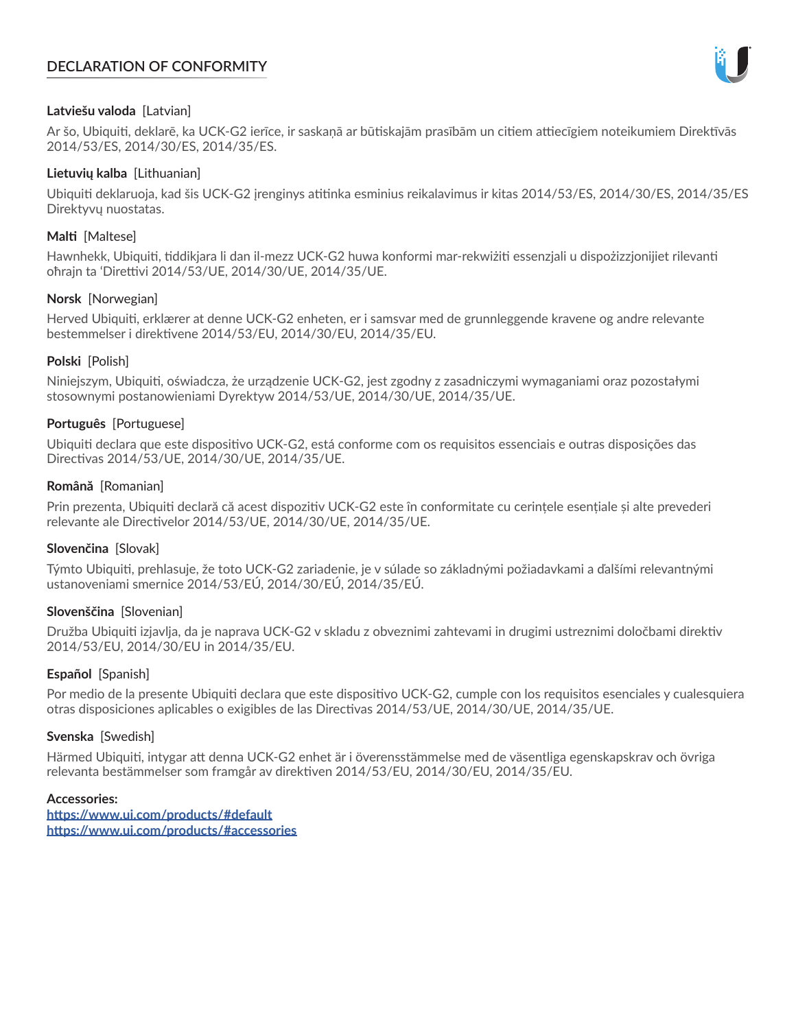# DECLARATION OF CONFORMITY

**Latviešu valoda** [Latvian]

Ar šo, Ubiquiti, deklarē, ka UCK-G2 ierīce, ir saskaņā ar būtiskajām prasībām un citiem attiecīgiem noteikumiem Direktīvās 2014/53/ES, 2014/30/ES, 2014/35/ES.

**Lietuvių kalba** [Lithuanian]

Ubiquiti deklaruoja, kad šis UCK-G2 įrenginys atitinka esminius reikalavimus ir kitas 2014/53/ES, 2014/30/ES, 2014/35/ES Direktyvų nuostatas.

**Malti** [Maltese]

Hawnhekk, Ubiquiti, tiddikjara li dan il-mezz UCK-G2 huwa konformi mar-rekwiżiti essenzjali u dispożizzjonijiet rilevanti oħrajn ta 'Direttivi 2014/53/UE, 2014/30/UE, 2014/35/UE.

**Norsk** [Norwegian]

Herved Ubiquiti, erklærer at denne UCK-G2 enheten, er i samsvar med de grunnleggende kravene og andre relevante bestemmelser i direktivene 2014/53/EU, 2014/30/EU, 2014/35/EU.

**Polski** [Polish]

Niniejszym, Ubiquiti, oświadcza, że urządzenie UCK-G2, jest zgodny z zasadniczymi wymaganiami oraz pozostałymi stosownymi postanowieniami Dyrektyw 2014/53/UE, 2014/30/UE, 2014/35/UE.

**Português** [Portuguese]

Ubiquiti declara que este dispositivo UCK-G2, está conforme com os requisitos essenciais e outras disposições das Directivas 2014/53/UE, 2014/30/UE, 2014/35/UE.

**Română** [Romanian]

Prin prezenta, Ubiquiti declară că acest dispozitiv UCK-G2 este în conformitate cu cerințele esențiale și alte prevederi relevante ale Directivelor 2014/53/UE, 2014/30/UE, 2014/35/UE.

**Slovenčina** [Slovak]

Týmto Ubiquiti, prehlasuje, že toto UCK-G2 zariadenie, je v súlade so základnými požiadavkami a ďalšími relevantnými ustanoveniami smernice 2014/53/EÚ, 2014/30/EÚ, 2014/35/EÚ.

**Slovenščina** [Slovenian]

Družba Ubiquiti izjavlja, da je naprava UCK-G2 v skladu z obveznimi zahtevami in drugimi ustreznimi določbami direktiv 2014/53/EU, 2014/30/EU in 2014/35/EU.

**Español** [Spanish]

Por medio de la presente Ubiquiti declara que este dispositivo UCK-G2, cumple con los requisitos esenciales y cualesquiera otras disposiciones aplicables o exigibles de las Directivas 2014/53/UE, 2014/30/UE, 2014/35/UE.

**Svenska** [Swedish]

Härmed Ubiquiti, intygar att denna UCK-G2 enhet är i överensstämmelse med de väsentliga egenskapskrav och övriga relevanta bestämmelser som framgår av direktiven 2014/53/EU, 2014/30/EU, 2014/35/EU.

**Accessories:**
**https://www.ui.com/products/#default**
**https://www.ui.com/products/#accessories**